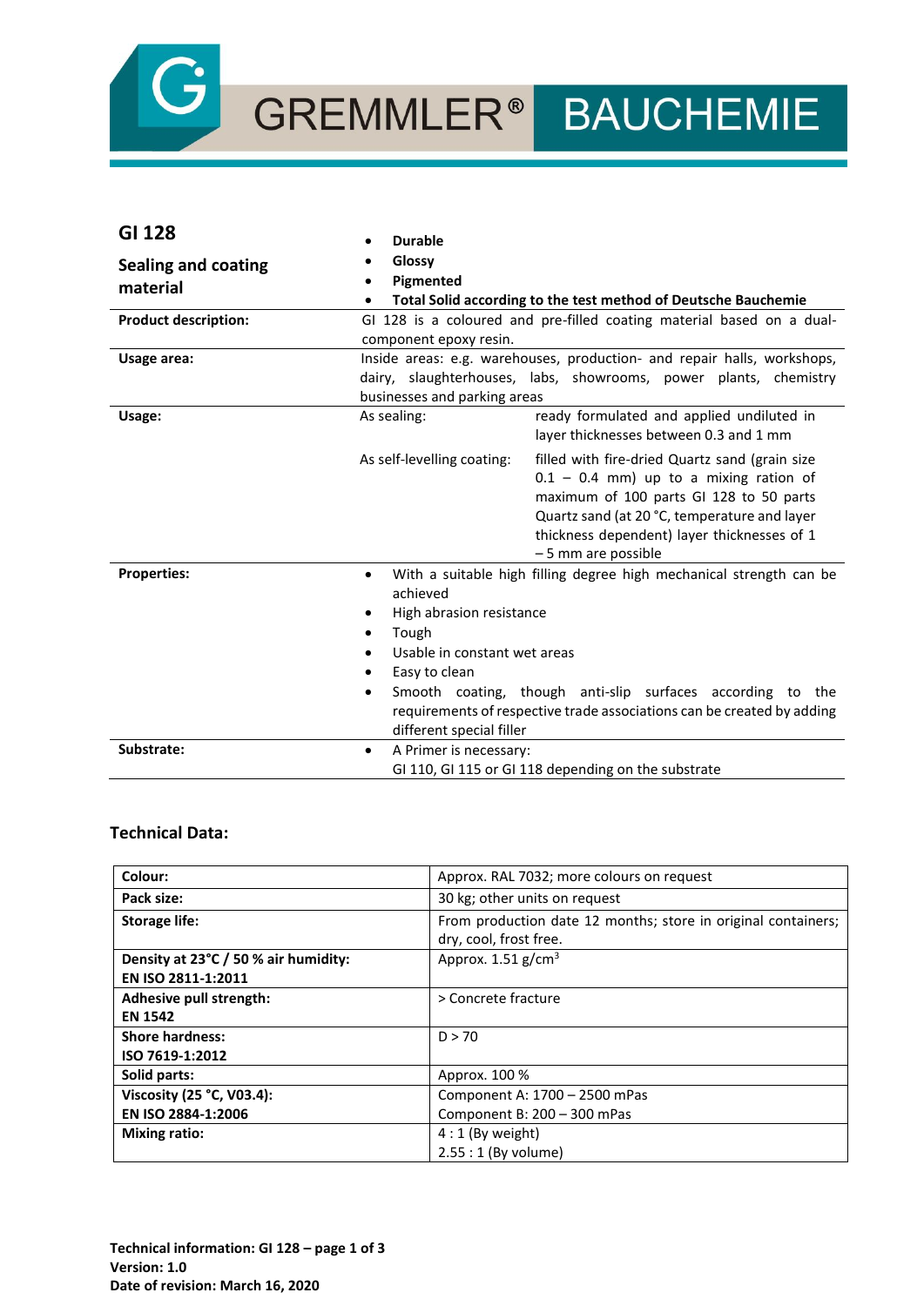GREMMLER® BAUCHEMIE

| **GI 128**<br><br>**Sealing and coating material** | <ul><li>**Durable**</li><li>**Glossy**</li><li>**Pigmented**</li><li>**Total Solid according to the test method of Deutsche Bauchemie**</li></ul> | |
|---|---|---|
| **Product description:** | GI 128 is a coloured and pre-filled coating material based on a dual-component epoxy resin. | |
| **Usage area:** | Inside areas: e.g. warehouses, production- and repair halls, workshops, dairy, slaughterhouses, labs, showrooms, power plants, chemistry businesses and parking areas | |
| **Usage:** | As sealing: | ready formulated and applied undiluted in layer thicknesses between 0.3 and 1 mm |
| | As self-levelling coating: | filled with fire-dried Quartz sand (grain size 0.1 – 0.4 mm) up to a mixing ration of maximum of 100 parts GI 128 to 50 parts Quartz sand (at 20 °C, temperature and layer thickness dependent) layer thicknesses of 1 – 5 mm are possible |
| **Properties:** | <ul><li>With a suitable high filling degree high mechanical strength can be achieved</li><li>High abrasion resistance</li><li>Tough</li><li>Usable in constant wet areas</li><li>Easy to clean</li><li>Smooth coating, though anti-slip surfaces according to the requirements of respective trade associations can be created by adding different special filler</li></ul> | |
| **Substrate:** | <ul><li>A Primer is necessary:<br>GI 110, GI 115 or GI 118 depending on the substrate</li></ul> | |

## Technical Data:

| | |
|---|---|
| **Colour:** | Approx. RAL 7032; more colours on request |
| **Pack size:** | 30 kg; other units on request |
| **Storage life:** | From production date 12 months; store in original containers; dry, cool, frost free. |
| **Density at 23°C / 50 % air humidity:**<br>**EN ISO 2811-1:2011** | Approx. 1.51 g/cm$^3$ |
| **Adhesive pull strength:**<br>**EN 1542** | > Concrete fracture |
| **Shore hardness:**<br>**ISO 7619-1:2012** | D > 70 |
| **Solid parts:** | Approx. 100 % |
| **Viscosity (25 °C, V03.4):**<br>**EN ISO 2884-1:2006** | Component A: 1700 – 2500 mPas<br>Component B: 200 – 300 mPas |
| **Mixing ratio:** | 4 : 1 (By weight)<br>2.55 : 1 (By volume) |

**Technical information: GI 128 – page 1 of 3**
**Version: 1.0**
**Date of revision: March 16, 2020**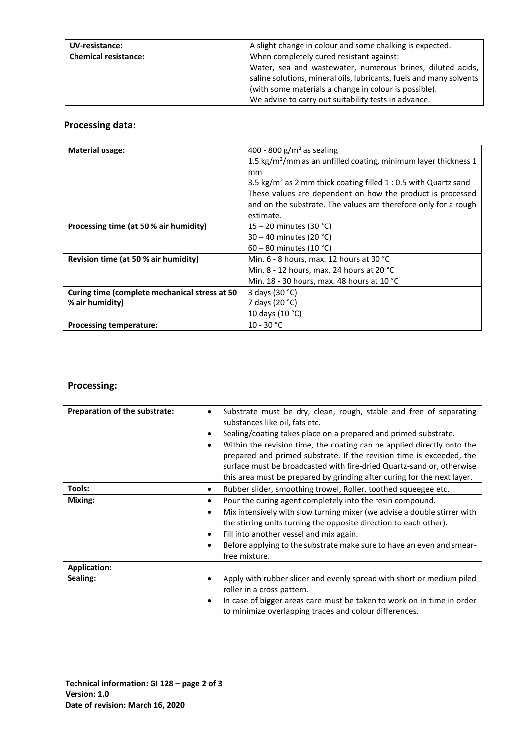| UV-resistance: | A slight change in colour and some chalking is expected. |
|---|---|
| **Chemical resistance:** | When completely cured resistant against:<br>Water, sea and wastewater, numerous brines, diluted acids, saline solutions, mineral oils, lubricants, fuels and many solvents (with some materials a change in colour is possible).<br>We advise to carry out suitability tests in advance. |

## Processing data:

| **Material usage:** | 400 - 800 g/m² as sealing<br>1.5 kg/m²/mm as an unfilled coating, minimum layer thickness 1 mm<br>3.5 kg/m² as 2 mm thick coating filled 1 : 0.5 with Quartz sand<br>These values are dependent on how the product is processed and on the substrate. The values are therefore only for a rough estimate. |
|---|---|
| **Processing time (at 50 % air humidity)** | 15 – 20 minutes (30 °C)<br>30 – 40 minutes (20 °C)<br>60 – 80 minutes (10 °C) |
| **Revision time (at 50 % air humidity)** | Min. 6 - 8 hours, max. 12 hours at 30 °C<br>Min. 8 - 12 hours, max. 24 hours at 20 °C<br>Min. 18 - 30 hours, max. 48 hours at 10 °C |
| **Curing time (complete mechanical stress at 50 % air humidity)** | 3 days (30 °C)<br>7 days (20 °C)<br>10 days (10 °C) |
| **Processing temperature:** | 10 - 30 °C |

## Processing:

| **Preparation of the substrate:** | • Substrate must be dry, clean, rough, stable and free of separating substances like oil, fats etc.<br>• Sealing/coating takes place on a prepared and primed substrate.<br>• Within the revision time, the coating can be applied directly onto the prepared and primed substrate. If the revision time is exceeded, the surface must be broadcasted with fire-dried Quartz-sand or, otherwise this area must be prepared by grinding after curing for the next layer. |
|---|---|
| **Tools:** | • Rubber slider, smoothing trowel, Roller, toothed squeegee etc. |
| **Mixing:** | • Pour the curing agent completely into the resin compound.<br>• Mix intensively with slow turning mixer (we advise a double stirrer with the stirring units turning the opposite direction to each other).<br>• Fill into another vessel and mix again.<br>• Before applying to the substrate make sure to have an even and smear-free mixture. |
| **Application:**<br>**Sealing:** | • Apply with rubber slider and evenly spread with short or medium piled roller in a cross pattern.<br>• In case of bigger areas care must be taken to work on in time in order to minimize overlapping traces and colour differences. |

**Technical information: GI 128 – page 2 of 3**
**Version: 1.0**
**Date of revision: March 16, 2020**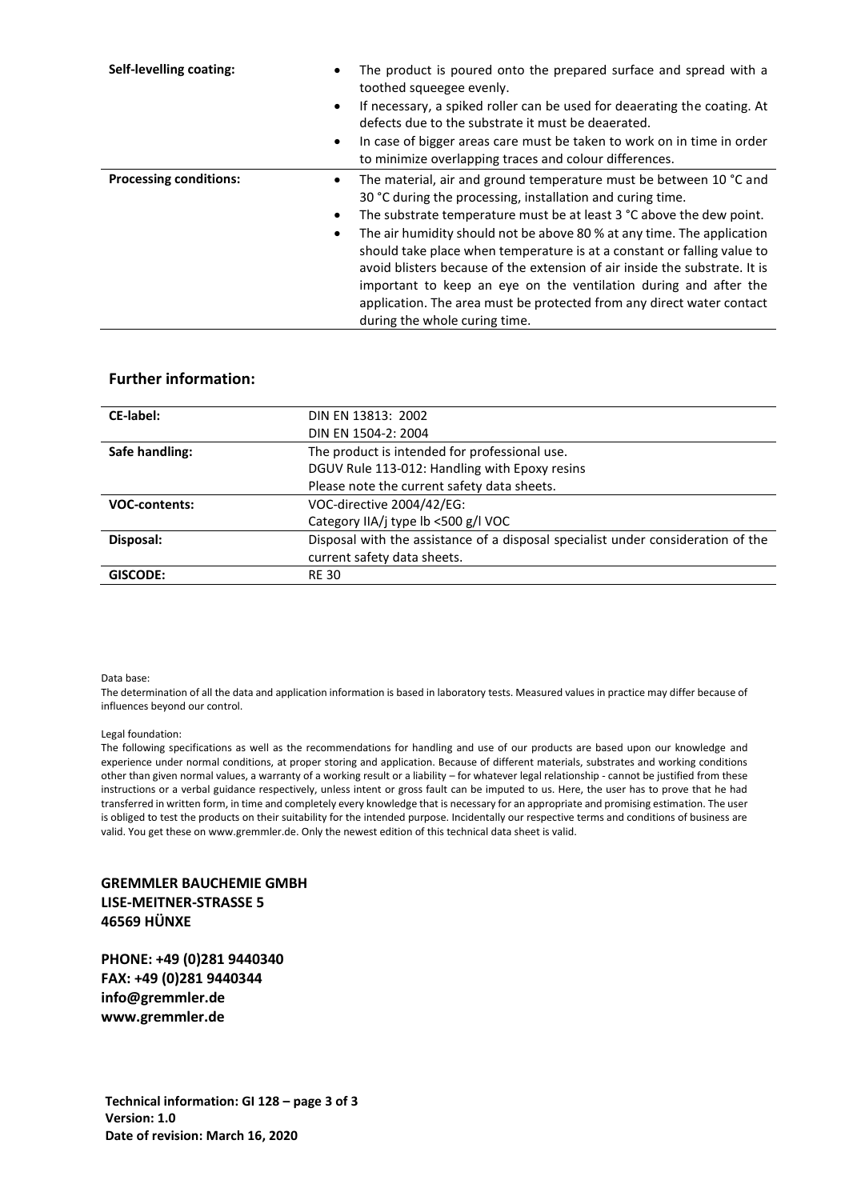| | |
|---|---|
| **Self-levelling coating:** | • The product is poured onto the prepared surface and spread with a toothed squeegee evenly.<br>• If necessary, a spiked roller can be used for deaerating the coating. At defects due to the substrate it must be deaerated.<br>• In case of bigger areas care must be taken to work on in time in order to minimize overlapping traces and colour differences. |
| **Processing conditions:** | • The material, air and ground temperature must be between 10 °C and 30 °C during the processing, installation and curing time.<br>• The substrate temperature must be at least 3 °C above the dew point.<br>• The air humidity should not be above 80 % at any time. The application should take place when temperature is at a constant or falling value to avoid blisters because of the extension of air inside the substrate. It is important to keep an eye on the ventilation during and after the application. The area must be protected from any direct water contact during the whole curing time. |

## Further information:

| | |
|---|---|
| **CE-label:** | DIN EN 13813: 2002<br>DIN EN 1504-2: 2004 |
| **Safe handling:** | The product is intended for professional use.<br>DGUV Rule 113-012: Handling with Epoxy resins<br>Please note the current safety data sheets. |
| **VOC-contents:** | VOC-directive 2004/42/EG:<br>Category IIA/j type lb <500 g/l VOC |
| **Disposal:** | Disposal with the assistance of a disposal specialist under consideration of the current safety data sheets. |
| **GISCODE:** | RE 30 |

Data base:

The determination of all the data and application information is based in laboratory tests. Measured values in practice may differ because of influences beyond our control.

Legal foundation:

The following specifications as well as the recommendations for handling and use of our products are based upon our knowledge and experience under normal conditions, at proper storing and application. Because of different materials, substrates and working conditions other than given normal values, a warranty of a working result or a liability – for whatever legal relationship - cannot be justified from these instructions or a verbal guidance respectively, unless intent or gross fault can be imputed to us. Here, the user has to prove that he had transferred in written form, in time and completely every knowledge that is necessary for an appropriate and promising estimation. The user is obliged to test the products on their suitability for the intended purpose. Incidentally our respective terms and conditions of business are valid. You get these on www.gremmler.de. Only the newest edition of this technical data sheet is valid.

**GREMMLER BAUCHEMIE GMBH**
**LISE-MEITNER-STRASSE 5**
**46569 HÜNXE**

**PHONE: +49 (0)281 9440340**
**FAX: +49 (0)281 9440344**
**info@gremmler.de**
**www.gremmler.de**

**Technical information: GI 128 – page 3 of 3**
**Version: 1.0**
**Date of revision: March 16, 2020**